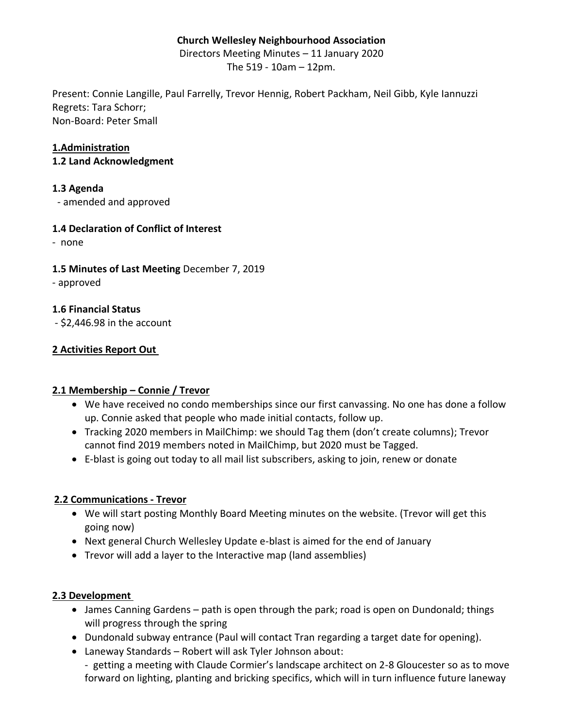**Church Wellesley Neighbourhood Association**

Directors Meeting Minutes – 11 January 2020

The 519 - 10am – 12pm.

Present: Connie Langille, Paul Farrelly, Trevor Hennig, Robert Packham, Neil Gibb, Kyle Iannuzzi
Regrets: Tara Schorr;
Non-Board: Peter Small

## 1.Administration

### 1.2 Land Acknowledgment

### 1.3 Agenda

- amended and approved

### 1.4 Declaration of Conflict of Interest

- none

### 1.5 Minutes of Last Meeting December 7, 2019

- approved

### 1.6 Financial Status

- $2,446.98 in the account

## 2 Activities Report Out

### 2.1 Membership – Connie / Trevor

- We have received no condo memberships since our first canvassing. No one has done a follow up. Connie asked that people who made initial contacts, follow up.
- Tracking 2020 members in MailChimp: we should Tag them (don't create columns); Trevor cannot find 2019 members noted in MailChimp, but 2020 must be Tagged.
- E-blast is going out today to all mail list subscribers, asking to join, renew or donate

### 2.2 Communications - Trevor

- We will start posting Monthly Board Meeting minutes on the website. (Trevor will get this going now)
- Next general Church Wellesley Update e-blast is aimed for the end of January
- Trevor will add a layer to the Interactive map (land assemblies)

### 2.3 Development

- James Canning Gardens – path is open through the park; road is open on Dundonald; things will progress through the spring
- Dundonald subway entrance (Paul will contact Tran regarding a target date for opening).
- Laneway Standards – Robert will ask Tyler Johnson about:
  - getting a meeting with Claude Cormier's landscape architect on 2-8 Gloucester so as to move forward on lighting, planting and bricking specifics, which will in turn influence future laneway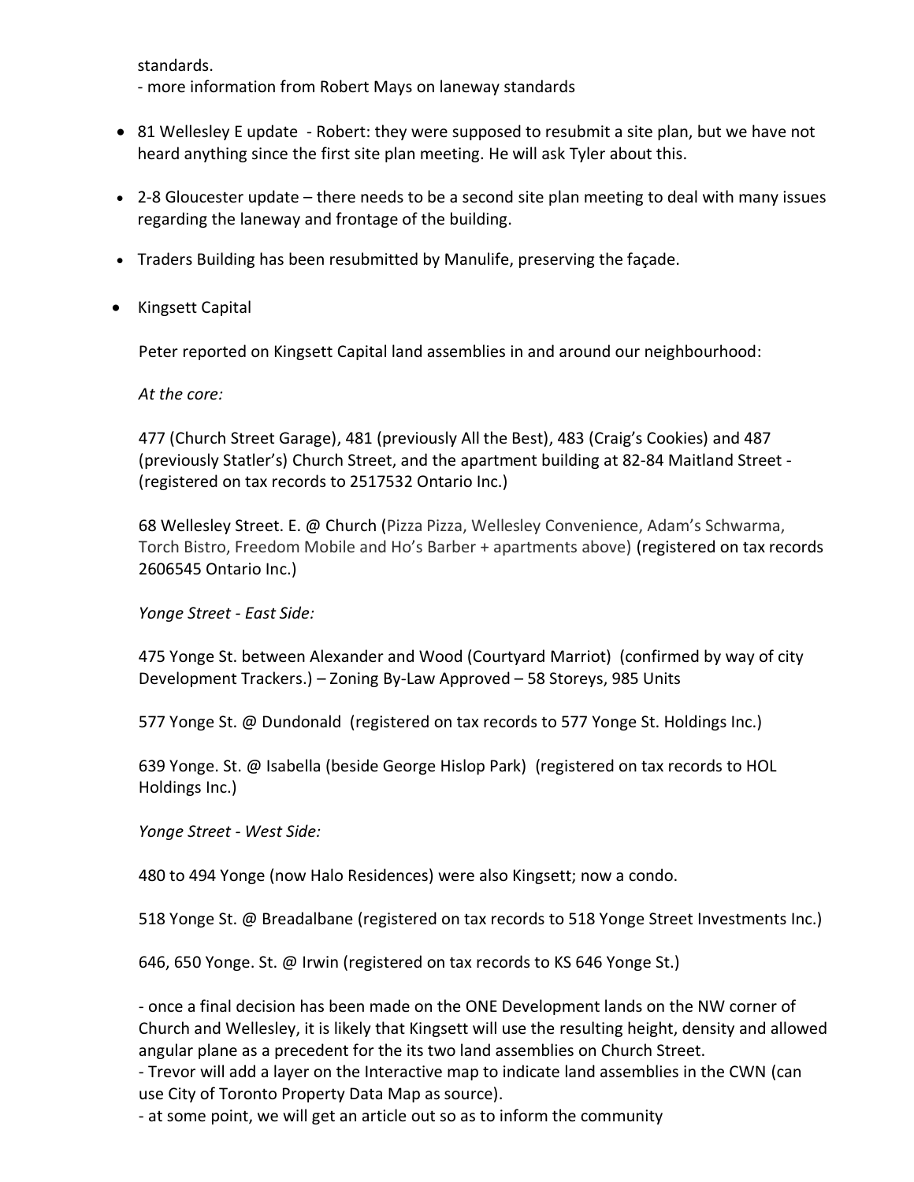standards.
- more information from Robert Mays on laneway standards

- 81 Wellesley E update - Robert: they were supposed to resubmit a site plan, but we have not heard anything since the first site plan meeting. He will ask Tyler about this.

- 2-8 Gloucester update – there needs to be a second site plan meeting to deal with many issues regarding the laneway and frontage of the building.

- Traders Building has been resubmitted by Manulife, preserving the façade.

- Kingsett Capital

  Peter reported on Kingsett Capital land assemblies in and around our neighbourhood:

  *At the core:*

  477 (Church Street Garage), 481 (previously All the Best), 483 (Craig's Cookies) and 487 (previously Statler's) Church Street, and the apartment building at 82-84 Maitland Street - (registered on tax records to 2517532 Ontario Inc.)

  68 Wellesley Street. E. @ Church (Pizza Pizza, Wellesley Convenience, Adam's Schwarma, Torch Bistro, Freedom Mobile and Ho's Barber + apartments above) (registered on tax records 2606545 Ontario Inc.)

  *Yonge Street - East Side:*

  475 Yonge St. between Alexander and Wood (Courtyard Marriot) (confirmed by way of city Development Trackers.) – Zoning By-Law Approved – 58 Storeys, 985 Units

  577 Yonge St. @ Dundonald (registered on tax records to 577 Yonge St. Holdings Inc.)

  639 Yonge. St. @ Isabella (beside George Hislop Park) (registered on tax records to HOL Holdings Inc.)

  *Yonge Street - West Side:*

  480 to 494 Yonge (now Halo Residences) were also Kingsett; now a condo.

  518 Yonge St. @ Breadalbane (registered on tax records to 518 Yonge Street Investments Inc.)

  646, 650 Yonge. St. @ Irwin (registered on tax records to KS 646 Yonge St.)

  - once a final decision has been made on the ONE Development lands on the NW corner of Church and Wellesley, it is likely that Kingsett will use the resulting height, density and allowed angular plane as a precedent for the its two land assemblies on Church Street.
  - Trevor will add a layer on the Interactive map to indicate land assemblies in the CWN (can use City of Toronto Property Data Map as source).
  - at some point, we will get an article out so as to inform the community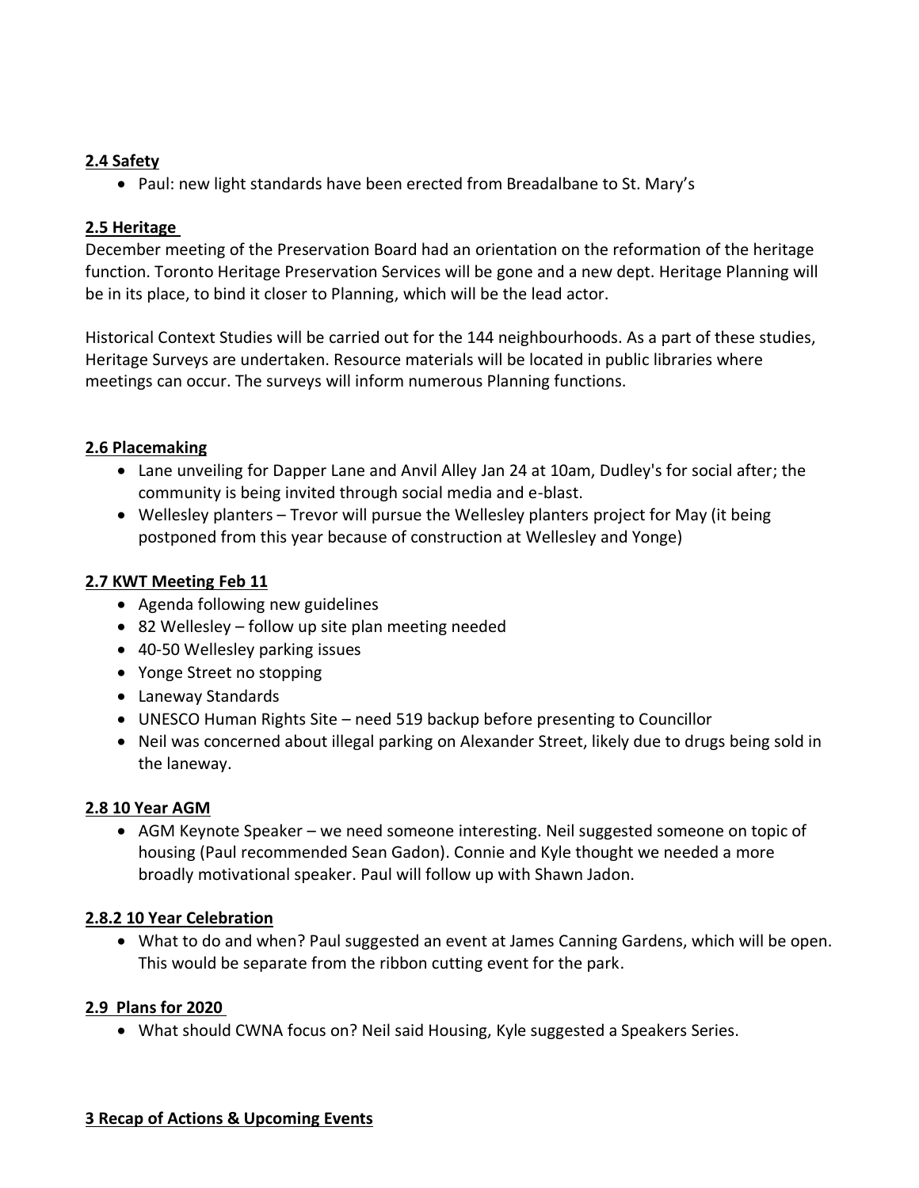## 2.4 Safety

- Paul: new light standards have been erected from Breadalbane to St. Mary's

## 2.5 Heritage

December meeting of the Preservation Board had an orientation on the reformation of the heritage function. Toronto Heritage Preservation Services will be gone and a new dept. Heritage Planning will be in its place, to bind it closer to Planning, which will be the lead actor.

Historical Context Studies will be carried out for the 144 neighbourhoods. As a part of these studies, Heritage Surveys are undertaken. Resource materials will be located in public libraries where meetings can occur. The surveys will inform numerous Planning functions.

## 2.6 Placemaking

- Lane unveiling for Dapper Lane and Anvil Alley Jan 24 at 10am, Dudley's for social after; the community is being invited through social media and e-blast.
- Wellesley planters – Trevor will pursue the Wellesley planters project for May (it being postponed from this year because of construction at Wellesley and Yonge)

## 2.7 KWT Meeting Feb 11

- Agenda following new guidelines
- 82 Wellesley – follow up site plan meeting needed
- 40-50 Wellesley parking issues
- Yonge Street no stopping
- Laneway Standards
- UNESCO Human Rights Site – need 519 backup before presenting to Councillor
- Neil was concerned about illegal parking on Alexander Street, likely due to drugs being sold in the laneway.

## 2.8 10 Year AGM

- AGM Keynote Speaker – we need someone interesting. Neil suggested someone on topic of housing (Paul recommended Sean Gadon). Connie and Kyle thought we needed a more broadly motivational speaker. Paul will follow up with Shawn Jadon.

## 2.8.2 10 Year Celebration

- What to do and when? Paul suggested an event at James Canning Gardens, which will be open. This would be separate from the ribbon cutting event for the park.

## 2.9 Plans for 2020

- What should CWNA focus on? Neil said Housing, Kyle suggested a Speakers Series.

# 3 Recap of Actions & Upcoming Events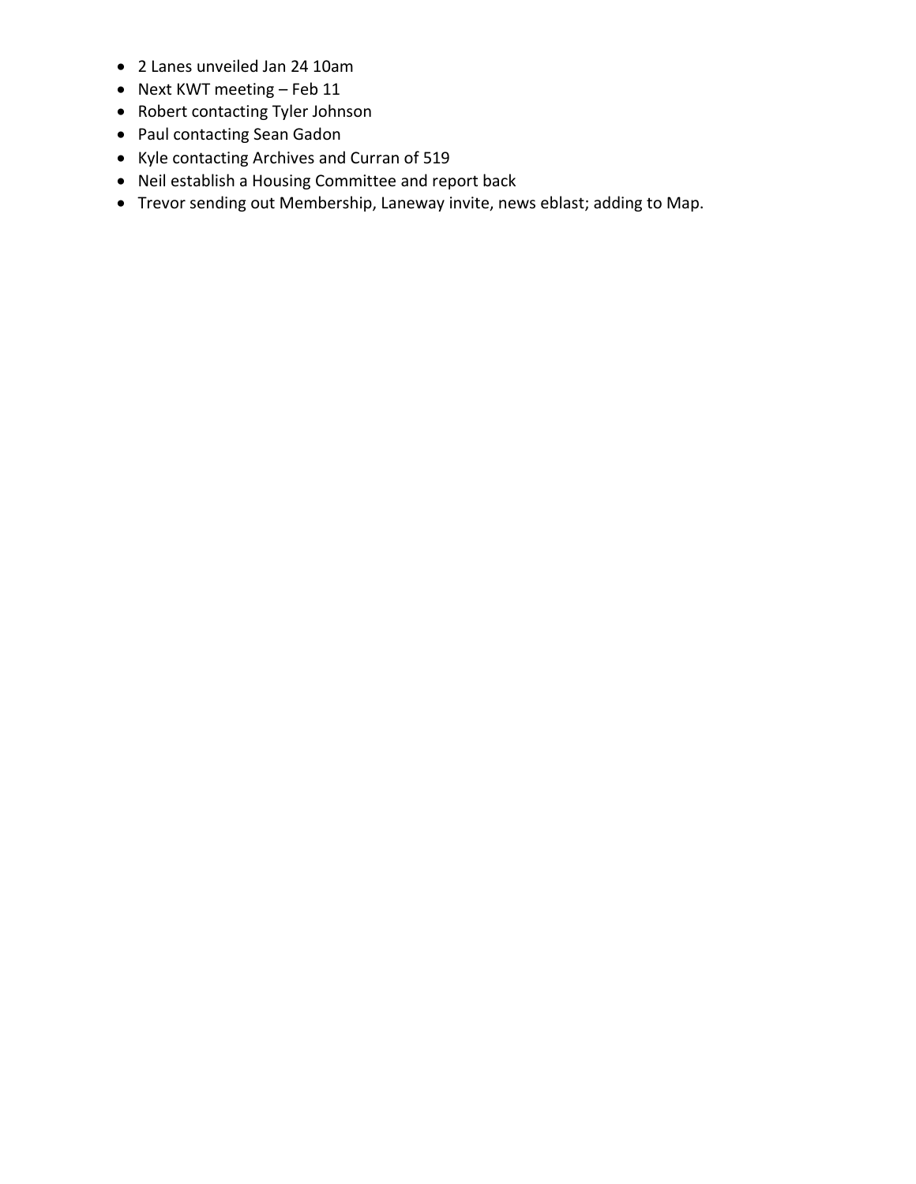- 2 Lanes unveiled Jan 24 10am
- Next KWT meeting – Feb 11
- Robert contacting Tyler Johnson
- Paul contacting Sean Gadon
- Kyle contacting Archives and Curran of 519
- Neil establish a Housing Committee and report back
- Trevor sending out Membership, Laneway invite, news eblast; adding to Map.